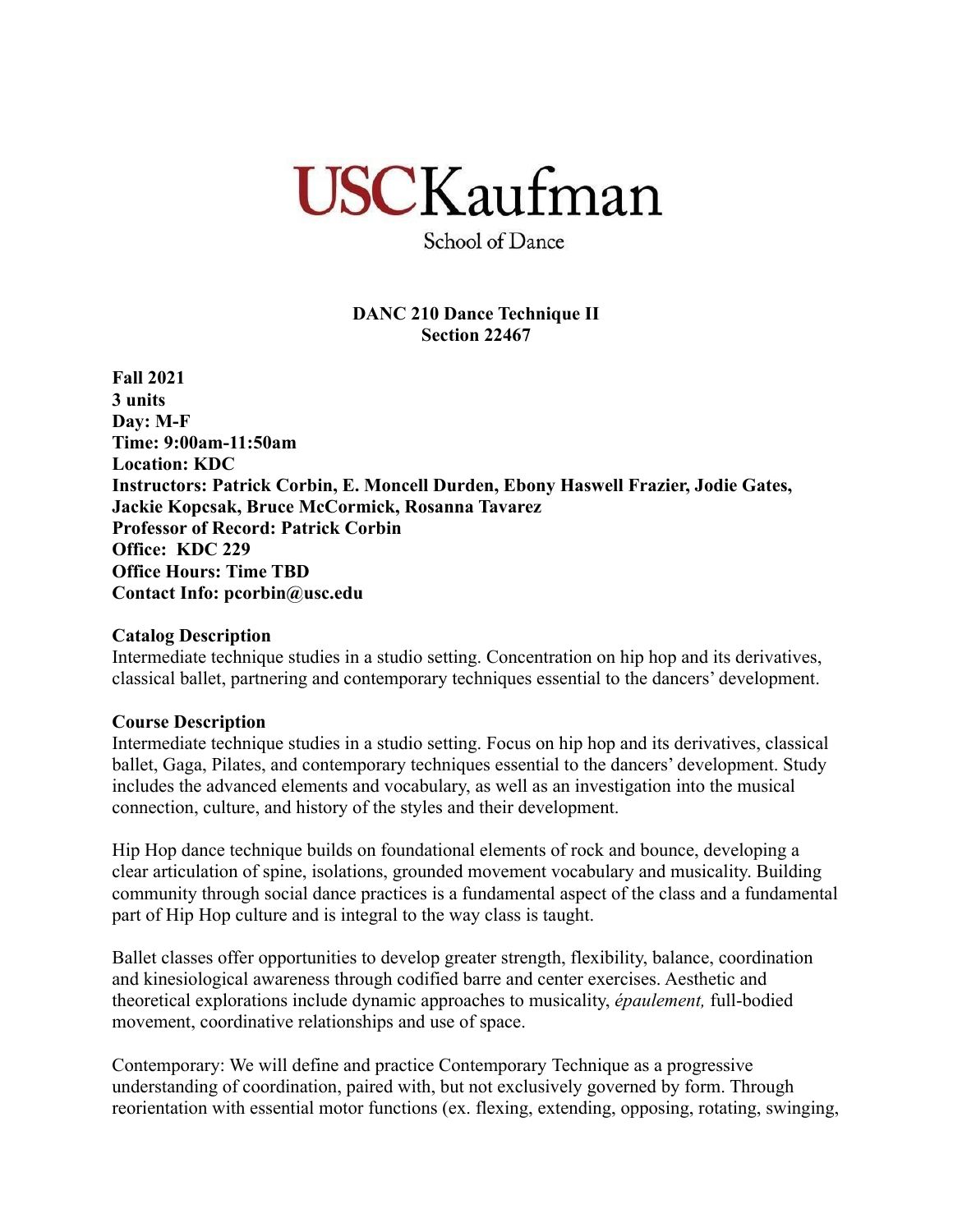# USCKaufman

School of Dance

**DANC 210 Dance Technique II**
**Section 22467**

**Fall 2021**
**3 units**
**Day: M-F**
**Time: 9:00am-11:50am**
**Location: KDC**
**Instructors: Patrick Corbin, E. Moncell Durden, Ebony Haswell Frazier, Jodie Gates, Jackie Kopcsak, Bruce McCormick, Rosanna Tavarez**
**Professor of Record: Patrick Corbin**
**Office: KDC 229**
**Office Hours: Time TBD**
**Contact Info: pcorbin@usc.edu**

**Catalog Description**

Intermediate technique studies in a studio setting. Concentration on hip hop and its derivatives, classical ballet, partnering and contemporary techniques essential to the dancers' development.

**Course Description**

Intermediate technique studies in a studio setting. Focus on hip hop and its derivatives, classical ballet, Gaga, Pilates, and contemporary techniques essential to the dancers' development. Study includes the advanced elements and vocabulary, as well as an investigation into the musical connection, culture, and history of the styles and their development.

Hip Hop dance technique builds on foundational elements of rock and bounce, developing a clear articulation of spine, isolations, grounded movement vocabulary and musicality. Building community through social dance practices is a fundamental aspect of the class and a fundamental part of Hip Hop culture and is integral to the way class is taught.

Ballet classes offer opportunities to develop greater strength, flexibility, balance, coordination and kinesiological awareness through codified barre and center exercises. Aesthetic and theoretical explorations include dynamic approaches to musicality, *épaulement,* full-bodied movement, coordinative relationships and use of space.

Contemporary: We will define and practice Contemporary Technique as a progressive understanding of coordination, paired with, but not exclusively governed by form. Through reorientation with essential motor functions (ex. flexing, extending, opposing, rotating, swinging,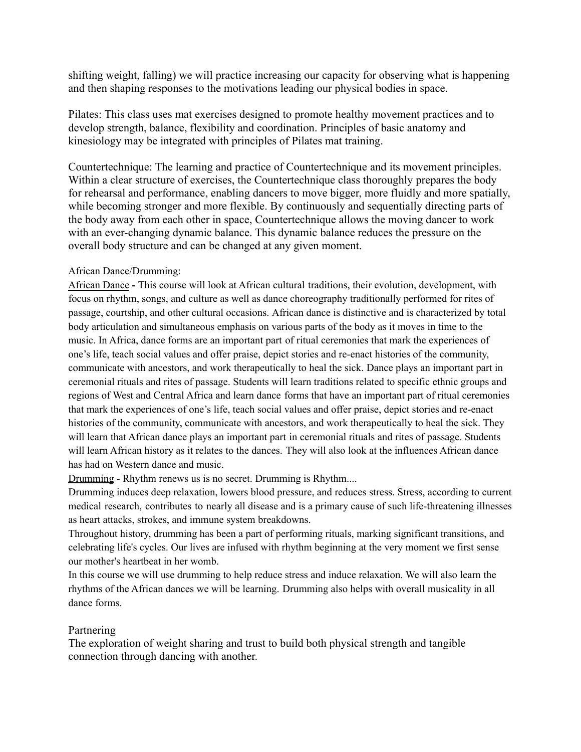shifting weight, falling) we will practice increasing our capacity for observing what is happening and then shaping responses to the motivations leading our physical bodies in space.

Pilates: This class uses mat exercises designed to promote healthy movement practices and to develop strength, balance, flexibility and coordination. Principles of basic anatomy and kinesiology may be integrated with principles of Pilates mat training.

Countertechnique: The learning and practice of Countertechnique and its movement principles. Within a clear structure of exercises, the Countertechnique class thoroughly prepares the body for rehearsal and performance, enabling dancers to move bigger, more fluidly and more spatially, while becoming stronger and more flexible. By continuously and sequentially directing parts of the body away from each other in space, Countertechnique allows the moving dancer to work with an ever-changing dynamic balance. This dynamic balance reduces the pressure on the overall body structure and can be changed at any given moment.

African Dance/Drumming:

African Dance **-** This course will look at African cultural traditions, their evolution, development, with focus on rhythm, songs, and culture as well as dance choreography traditionally performed for rites of passage, courtship, and other cultural occasions. African dance is distinctive and is characterized by total body articulation and simultaneous emphasis on various parts of the body as it moves in time to the music. In Africa, dance forms are an important part of ritual ceremonies that mark the experiences of one's life, teach social values and offer praise, depict stories and re-enact histories of the community, communicate with ancestors, and work therapeutically to heal the sick. Dance plays an important part in ceremonial rituals and rites of passage. Students will learn traditions related to specific ethnic groups and regions of West and Central Africa and learn dance forms that have an important part of ritual ceremonies that mark the experiences of one's life, teach social values and offer praise, depict stories and re-enact histories of the community, communicate with ancestors, and work therapeutically to heal the sick. They will learn that African dance plays an important part in ceremonial rituals and rites of passage. Students will learn African history as it relates to the dances. They will also look at the influences African dance has had on Western dance and music.

Drumming - Rhythm renews us is no secret. Drumming is Rhythm....

Drumming induces deep relaxation, lowers blood pressure, and reduces stress. Stress, according to current medical research, contributes to nearly all disease and is a primary cause of such life-threatening illnesses as heart attacks, strokes, and immune system breakdowns.

Throughout history, drumming has been a part of performing rituals, marking significant transitions, and celebrating life's cycles. Our lives are infused with rhythm beginning at the very moment we first sense our mother's heartbeat in her womb.

In this course we will use drumming to help reduce stress and induce relaxation. We will also learn the rhythms of the African dances we will be learning. Drumming also helps with overall musicality in all dance forms.

Partnering

The exploration of weight sharing and trust to build both physical strength and tangible connection through dancing with another.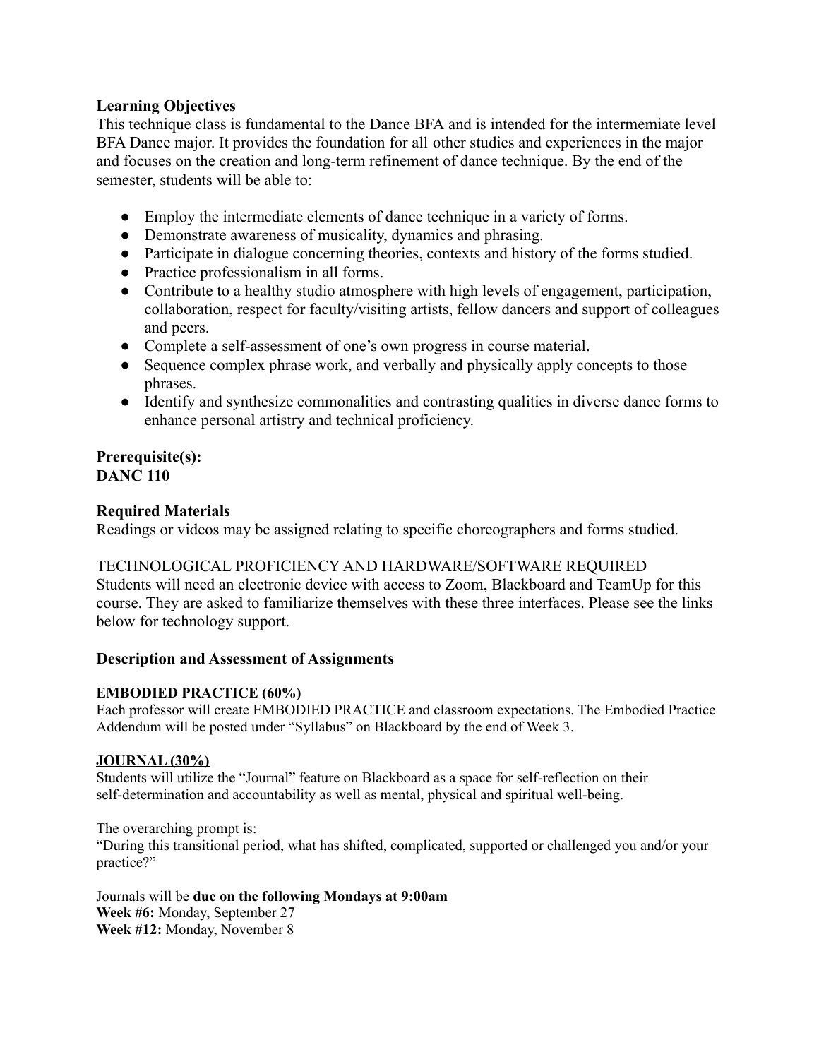**Learning Objectives**

This technique class is fundamental to the Dance BFA and is intended for the intermemiate level BFA Dance major. It provides the foundation for all other studies and experiences in the major and focuses on the creation and long-term refinement of dance technique. By the end of the semester, students will be able to:

- Employ the intermediate elements of dance technique in a variety of forms.
- Demonstrate awareness of musicality, dynamics and phrasing.
- Participate in dialogue concerning theories, contexts and history of the forms studied.
- Practice professionalism in all forms.
- Contribute to a healthy studio atmosphere with high levels of engagement, participation, collaboration, respect for faculty/visiting artists, fellow dancers and support of colleagues and peers.
- Complete a self-assessment of one's own progress in course material.
- Sequence complex phrase work, and verbally and physically apply concepts to those phrases.
- Identify and synthesize commonalities and contrasting qualities in diverse dance forms to enhance personal artistry and technical proficiency.

**Prerequisite(s):**
**DANC 110**

**Required Materials**

Readings or videos may be assigned relating to specific choreographers and forms studied.

TECHNOLOGICAL PROFICIENCY AND HARDWARE/SOFTWARE REQUIRED
Students will need an electronic device with access to Zoom, Blackboard and TeamUp for this course. They are asked to familiarize themselves with these three interfaces. Please see the links below for technology support.

**Description and Assessment of Assignments**

**EMBODIED PRACTICE (60%)**

Each professor will create EMBODIED PRACTICE and classroom expectations. The Embodied Practice Addendum will be posted under "Syllabus" on Blackboard by the end of Week 3.

**JOURNAL (30%)**

Students will utilize the "Journal" feature on Blackboard as a space for self-reflection on their self-determination and accountability as well as mental, physical and spiritual well-being.

The overarching prompt is:
"During this transitional period, what has shifted, complicated, supported or challenged you and/or your practice?"

Journals will be **due on the following Mondays at 9:00am**
**Week #6:** Monday, September 27
**Week #12:** Monday, November 8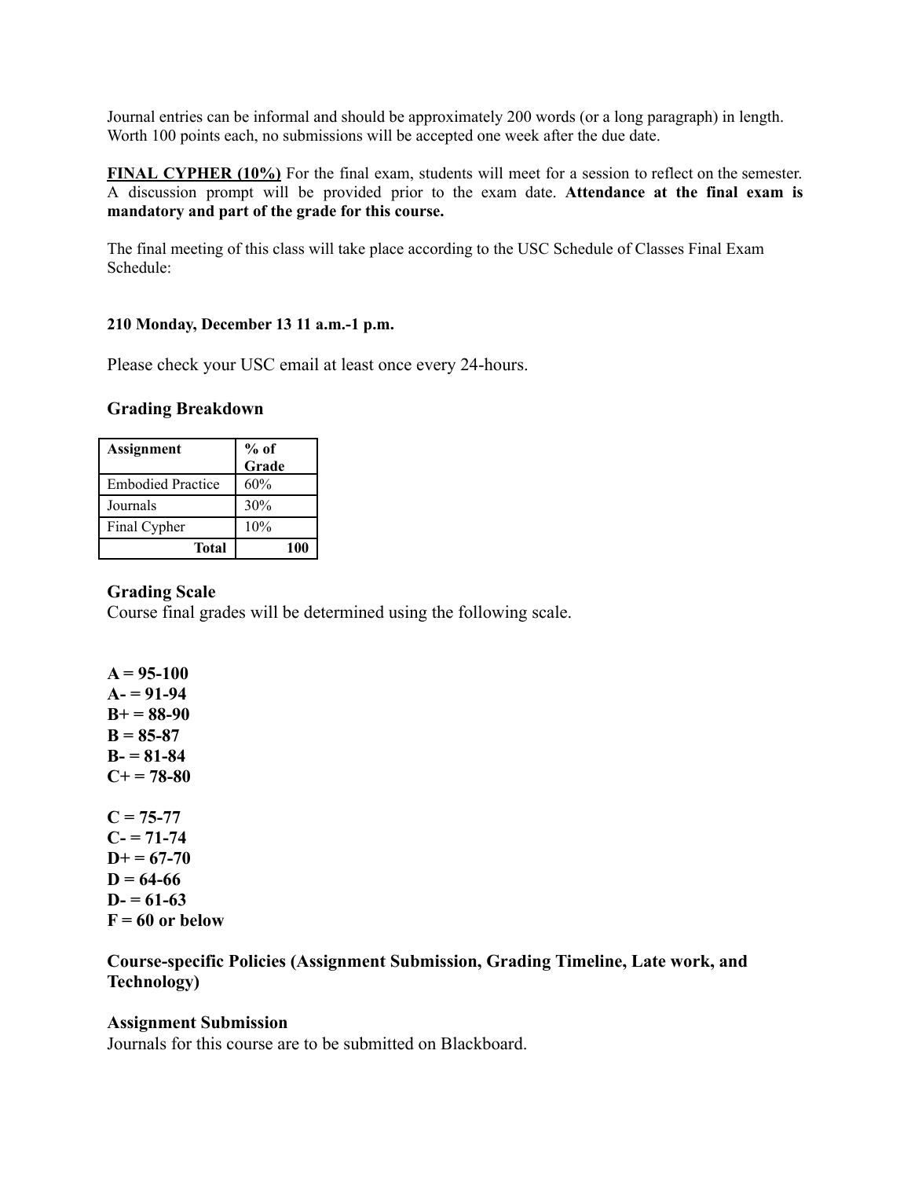Journal entries can be informal and should be approximately 200 words (or a long paragraph) in length. Worth 100 points each, no submissions will be accepted one week after the due date.

**FINAL CYPHER (10%)** For the final exam, students will meet for a session to reflect on the semester. A discussion prompt will be provided prior to the exam date. **Attendance at the final exam is mandatory and part of the grade for this course.**

The final meeting of this class will take place according to the USC Schedule of Classes Final Exam Schedule:

**210 Monday, December 13 11 a.m.-1 p.m.**

Please check your USC email at least once every 24-hours.

### Grading Breakdown

| Assignment | % of Grade |
|---|---|
| Embodied Practice | 60% |
| Journals | 30% |
| Final Cypher | 10% |
| **Total** | **100** |

### Grading Scale

Course final grades will be determined using the following scale.

**A = 95-100**
**A- = 91-94**
**B+ = 88-90**
**B = 85-87**
**B- = 81-84**
**C+ = 78-80**

**C = 75-77**
**C- = 71-74**
**D+ = 67-70**
**D = 64-66**
**D- = 61-63**
**F = 60 or below**

### Course-specific Policies (Assignment Submission, Grading Timeline, Late work, and Technology)

### Assignment Submission

Journals for this course are to be submitted on Blackboard.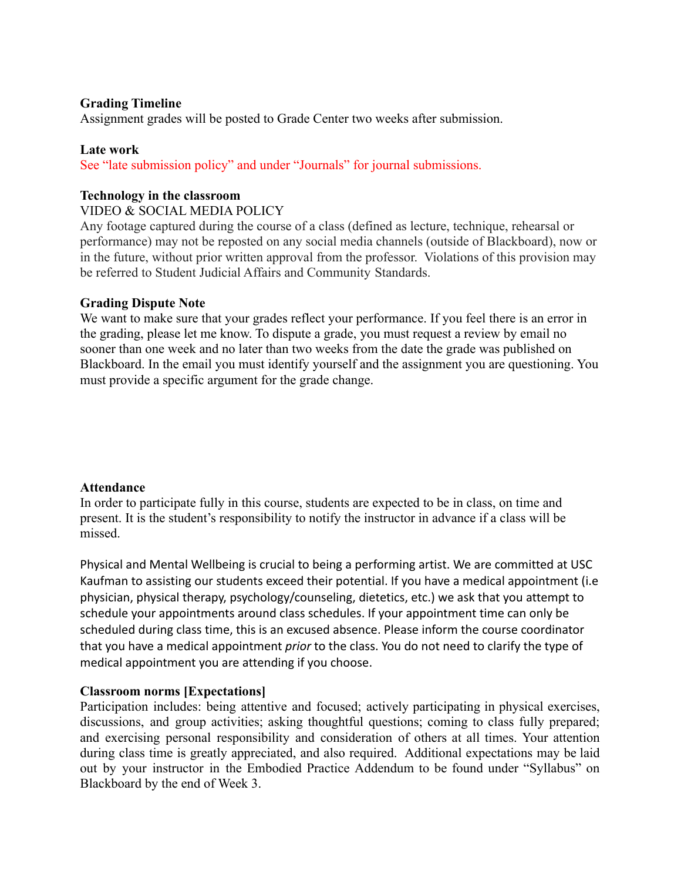**Grading Timeline**

Assignment grades will be posted to Grade Center two weeks after submission.

**Late work**

See "late submission policy" and under "Journals" for journal submissions.

**Technology in the classroom**

VIDEO & SOCIAL MEDIA POLICY

Any footage captured during the course of a class (defined as lecture, technique, rehearsal or performance) may not be reposted on any social media channels (outside of Blackboard), now or in the future, without prior written approval from the professor. Violations of this provision may be referred to Student Judicial Affairs and Community Standards.

**Grading Dispute Note**

We want to make sure that your grades reflect your performance. If you feel there is an error in the grading, please let me know. To dispute a grade, you must request a review by email no sooner than one week and no later than two weeks from the date the grade was published on Blackboard. In the email you must identify yourself and the assignment you are questioning. You must provide a specific argument for the grade change.

**Attendance**

In order to participate fully in this course, students are expected to be in class, on time and present. It is the student's responsibility to notify the instructor in advance if a class will be missed.

Physical and Mental Wellbeing is crucial to being a performing artist. We are committed at USC Kaufman to assisting our students exceed their potential. If you have a medical appointment (i.e physician, physical therapy, psychology/counseling, dietetics, etc.) we ask that you attempt to schedule your appointments around class schedules. If your appointment time can only be scheduled during class time, this is an excused absence. Please inform the course coordinator that you have a medical appointment *prior* to the class. You do not need to clarify the type of medical appointment you are attending if you choose.

**Classroom norms [Expectations]**

Participation includes: being attentive and focused; actively participating in physical exercises, discussions, and group activities; asking thoughtful questions; coming to class fully prepared; and exercising personal responsibility and consideration of others at all times. Your attention during class time is greatly appreciated, and also required. Additional expectations may be laid out by your instructor in the Embodied Practice Addendum to be found under "Syllabus" on Blackboard by the end of Week 3.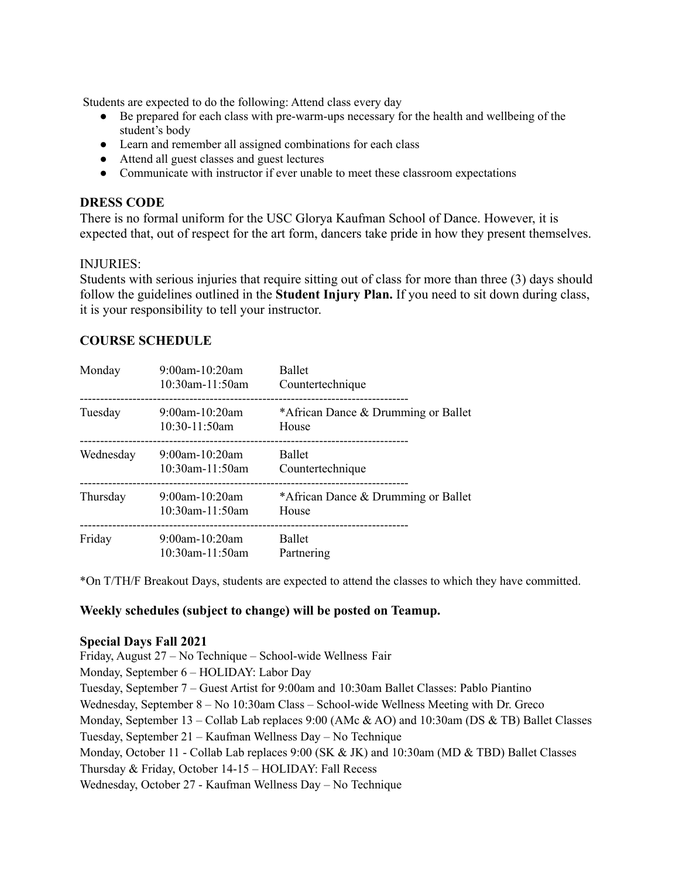Students are expected to do the following: Attend class every day

- Be prepared for each class with pre-warm-ups necessary for the health and wellbeing of the student's body
- Learn and remember all assigned combinations for each class
- Attend all guest classes and guest lectures
- Communicate with instructor if ever unable to meet these classroom expectations

## DRESS CODE

There is no formal uniform for the USC Glorya Kaufman School of Dance. However, it is expected that, out of respect for the art form, dancers take pride in how they present themselves.

INJURIES:

Students with serious injuries that require sitting out of class for more than three (3) days should follow the guidelines outlined in the **Student Injury Plan.** If you need to sit down during class, it is your responsibility to tell your instructor.

## COURSE SCHEDULE

| Day | Time | Class |
|---|---|---|
| Monday | 9:00am-10:20am<br>10:30am-11:50am | Ballet<br>Countertechnique |
| Tuesday | 9:00am-10:20am<br>10:30-11:50am | *African Dance & Drumming or Ballet<br>House |
| Wednesday | 9:00am-10:20am<br>10:30am-11:50am | Ballet<br>Countertechnique |
| Thursday | 9:00am-10:20am<br>10:30am-11:50am | *African Dance & Drumming or Ballet<br>House |
| Friday | 9:00am-10:20am<br>10:30am-11:50am | Ballet<br>Partnering |

*On T/TH/F Breakout Days, students are expected to attend the classes to which they have committed.

**Weekly schedules (subject to change) will be posted on Teamup.**

**Special Days Fall 2021**

Friday, August 27 – No Technique – School-wide Wellness Fair
Monday, September 6 – HOLIDAY: Labor Day
Tuesday, September 7 – Guest Artist for 9:00am and 10:30am Ballet Classes: Pablo Piantino
Wednesday, September 8 – No 10:30am Class – School-wide Wellness Meeting with Dr. Greco
Monday, September 13 – Collab Lab replaces 9:00 (AMc & AO) and 10:30am (DS & TB) Ballet Classes
Tuesday, September 21 – Kaufman Wellness Day – No Technique
Monday, October 11 - Collab Lab replaces 9:00 (SK & JK) and 10:30am (MD & TBD) Ballet Classes
Thursday & Friday, October 14-15 – HOLIDAY: Fall Recess
Wednesday, October 27 - Kaufman Wellness Day – No Technique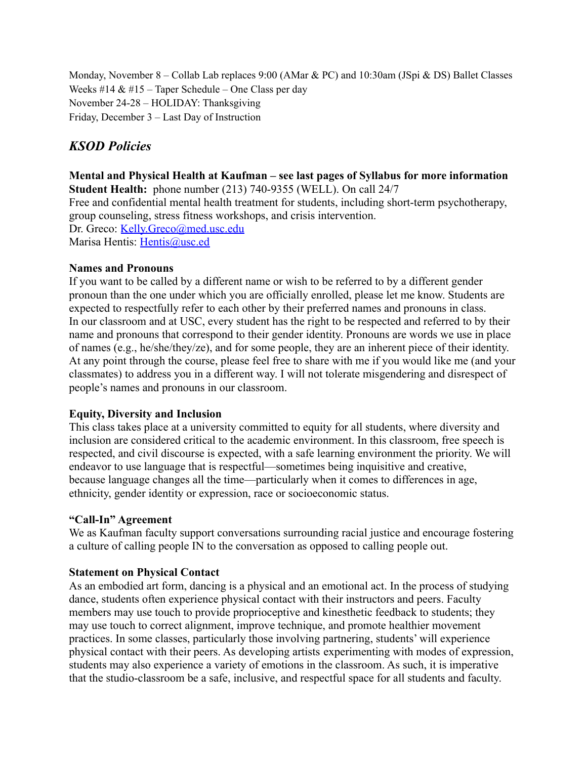Monday, November 8 – Collab Lab replaces 9:00 (AMar & PC) and 10:30am (JSpi & DS) Ballet Classes
Weeks #14 & #15 – Taper Schedule – One Class per day
November 24-28 – HOLIDAY: Thanksgiving
Friday, December 3 – Last Day of Instruction

## *KSOD Policies*

**Mental and Physical Health at Kaufman – see last pages of Syllabus for more information**
**Student Health:** phone number (213) 740-9355 (WELL). On call 24/7
Free and confidential mental health treatment for students, including short-term psychotherapy, group counseling, stress fitness workshops, and crisis intervention.
Dr. Greco: [Kelly.Greco@med.usc.edu](mailto:Kelly.Greco@med.usc.edu)
Marisa Hentis: [Hentis@usc.ed](mailto:Hentis@usc.ed)

**Names and Pronouns**
If you want to be called by a different name or wish to be referred to by a different gender pronoun than the one under which you are officially enrolled, please let me know. Students are expected to respectfully refer to each other by their preferred names and pronouns in class.
In our classroom and at USC, every student has the right to be respected and referred to by their name and pronouns that correspond to their gender identity. Pronouns are words we use in place of names (e.g., he/she/they/ze), and for some people, they are an inherent piece of their identity. At any point through the course, please feel free to share with me if you would like me (and your classmates) to address you in a different way. I will not tolerate misgendering and disrespect of people's names and pronouns in our classroom.

**Equity, Diversity and Inclusion**
This class takes place at a university committed to equity for all students, where diversity and inclusion are considered critical to the academic environment. In this classroom, free speech is respected, and civil discourse is expected, with a safe learning environment the priority. We will endeavor to use language that is respectful—sometimes being inquisitive and creative, because language changes all the time—particularly when it comes to differences in age, ethnicity, gender identity or expression, race or socioeconomic status.

**"Call-In" Agreement**
We as Kaufman faculty support conversations surrounding racial justice and encourage fostering a culture of calling people IN to the conversation as opposed to calling people out.

**Statement on Physical Contact**
As an embodied art form, dancing is a physical and an emotional act. In the process of studying dance, students often experience physical contact with their instructors and peers. Faculty members may use touch to provide proprioceptive and kinesthetic feedback to students; they may use touch to correct alignment, improve technique, and promote healthier movement practices. In some classes, particularly those involving partnering, students' will experience physical contact with their peers. As developing artists experimenting with modes of expression, students may also experience a variety of emotions in the classroom. As such, it is imperative that the studio-classroom be a safe, inclusive, and respectful space for all students and faculty.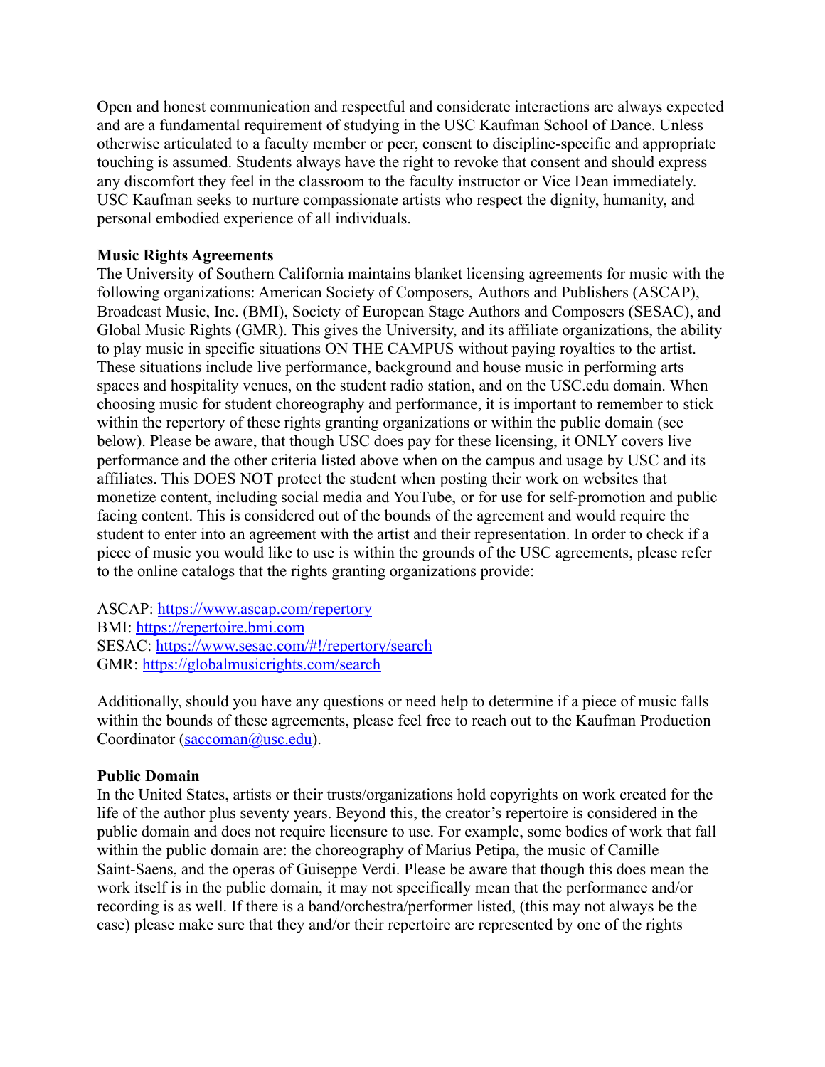Open and honest communication and respectful and considerate interactions are always expected and are a fundamental requirement of studying in the USC Kaufman School of Dance. Unless otherwise articulated to a faculty member or peer, consent to discipline-specific and appropriate touching is assumed. Students always have the right to revoke that consent and should express any discomfort they feel in the classroom to the faculty instructor or Vice Dean immediately. USC Kaufman seeks to nurture compassionate artists who respect the dignity, humanity, and personal embodied experience of all individuals.

**Music Rights Agreements**

The University of Southern California maintains blanket licensing agreements for music with the following organizations: American Society of Composers, Authors and Publishers (ASCAP), Broadcast Music, Inc. (BMI), Society of European Stage Authors and Composers (SESAC), and Global Music Rights (GMR). This gives the University, and its affiliate organizations, the ability to play music in specific situations ON THE CAMPUS without paying royalties to the artist. These situations include live performance, background and house music in performing arts spaces and hospitality venues, on the student radio station, and on the USC.edu domain. When choosing music for student choreography and performance, it is important to remember to stick within the repertory of these rights granting organizations or within the public domain (see below). Please be aware, that though USC does pay for these licensing, it ONLY covers live performance and the other criteria listed above when on the campus and usage by USC and its affiliates. This DOES NOT protect the student when posting their work on websites that monetize content, including social media and YouTube, or for use for self-promotion and public facing content. This is considered out of the bounds of the agreement and would require the student to enter into an agreement with the artist and their representation. In order to check if a piece of music you would like to use is within the grounds of the USC agreements, please refer to the online catalogs that the rights granting organizations provide:

ASCAP: https://www.ascap.com/repertory
BMI: https://repertoire.bmi.com
SESAC: https://www.sesac.com/#!/repertory/search
GMR: https://globalmusicrights.com/search

Additionally, should you have any questions or need help to determine if a piece of music falls within the bounds of these agreements, please feel free to reach out to the Kaufman Production Coordinator (saccoman@usc.edu).

**Public Domain**

In the United States, artists or their trusts/organizations hold copyrights on work created for the life of the author plus seventy years. Beyond this, the creator's repertoire is considered in the public domain and does not require licensure to use. For example, some bodies of work that fall within the public domain are: the choreography of Marius Petipa, the music of Camille Saint-Saens, and the operas of Guiseppe Verdi. Please be aware that though this does mean the work itself is in the public domain, it may not specifically mean that the performance and/or recording is as well. If there is a band/orchestra/performer listed, (this may not always be the case) please make sure that they and/or their repertoire are represented by one of the rights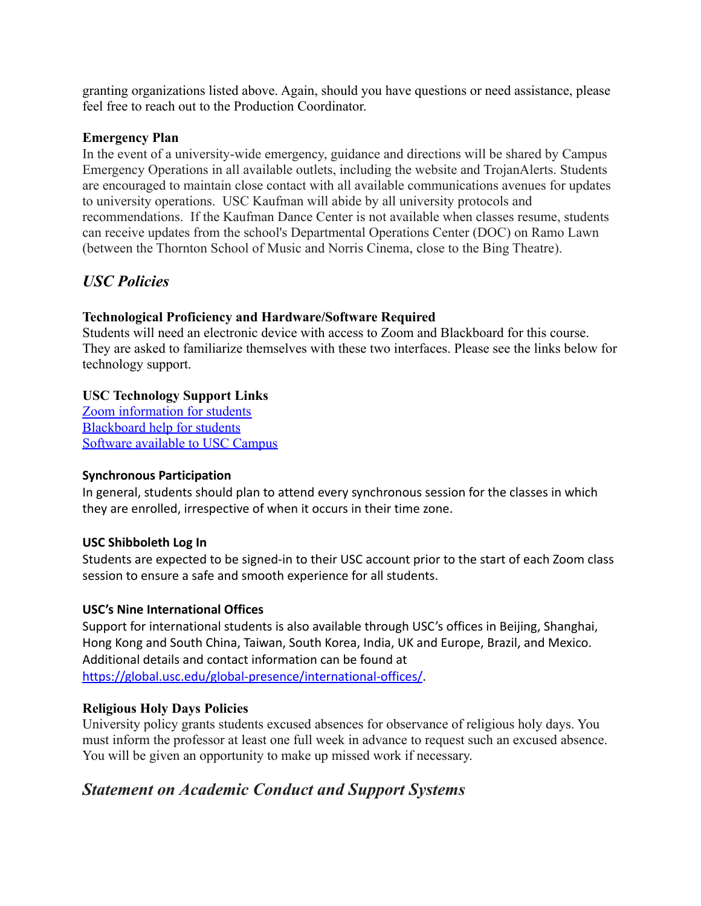granting organizations listed above. Again, should you have questions or need assistance, please feel free to reach out to the Production Coordinator.

**Emergency Plan**

In the event of a university-wide emergency, guidance and directions will be shared by Campus Emergency Operations in all available outlets, including the website and TrojanAlerts. Students are encouraged to maintain close contact with all available communications avenues for updates to university operations. USC Kaufman will abide by all university protocols and recommendations. If the Kaufman Dance Center is not available when classes resume, students can receive updates from the school's Departmental Operations Center (DOC) on Ramo Lawn (between the Thornton School of Music and Norris Cinema, close to the Bing Theatre).

## *USC Policies*

**Technological Proficiency and Hardware/Software Required**

Students will need an electronic device with access to Zoom and Blackboard for this course. They are asked to familiarize themselves with these two interfaces. Please see the links below for technology support.

**USC Technology Support Links**

[Zoom information for students](#)
[Blackboard help for students](#)
[Software available to USC Campus](#)

**Synchronous Participation**

In general, students should plan to attend every synchronous session for the classes in which they are enrolled, irrespective of when it occurs in their time zone.

**USC Shibboleth Log In**

Students are expected to be signed-in to their USC account prior to the start of each Zoom class session to ensure a safe and smooth experience for all students.

**USC's Nine International Offices**

Support for international students is also available through USC's offices in Beijing, Shanghai, Hong Kong and South China, Taiwan, South Korea, India, UK and Europe, Brazil, and Mexico. Additional details and contact information can be found at [https://global.usc.edu/global-presence/international-offices/](https://global.usc.edu/global-presence/international-offices/).

**Religious Holy Days Policies**

University policy grants students excused absences for observance of religious holy days. You must inform the professor at least one full week in advance to request such an excused absence. You will be given an opportunity to make up missed work if necessary.

## *Statement on Academic Conduct and Support Systems*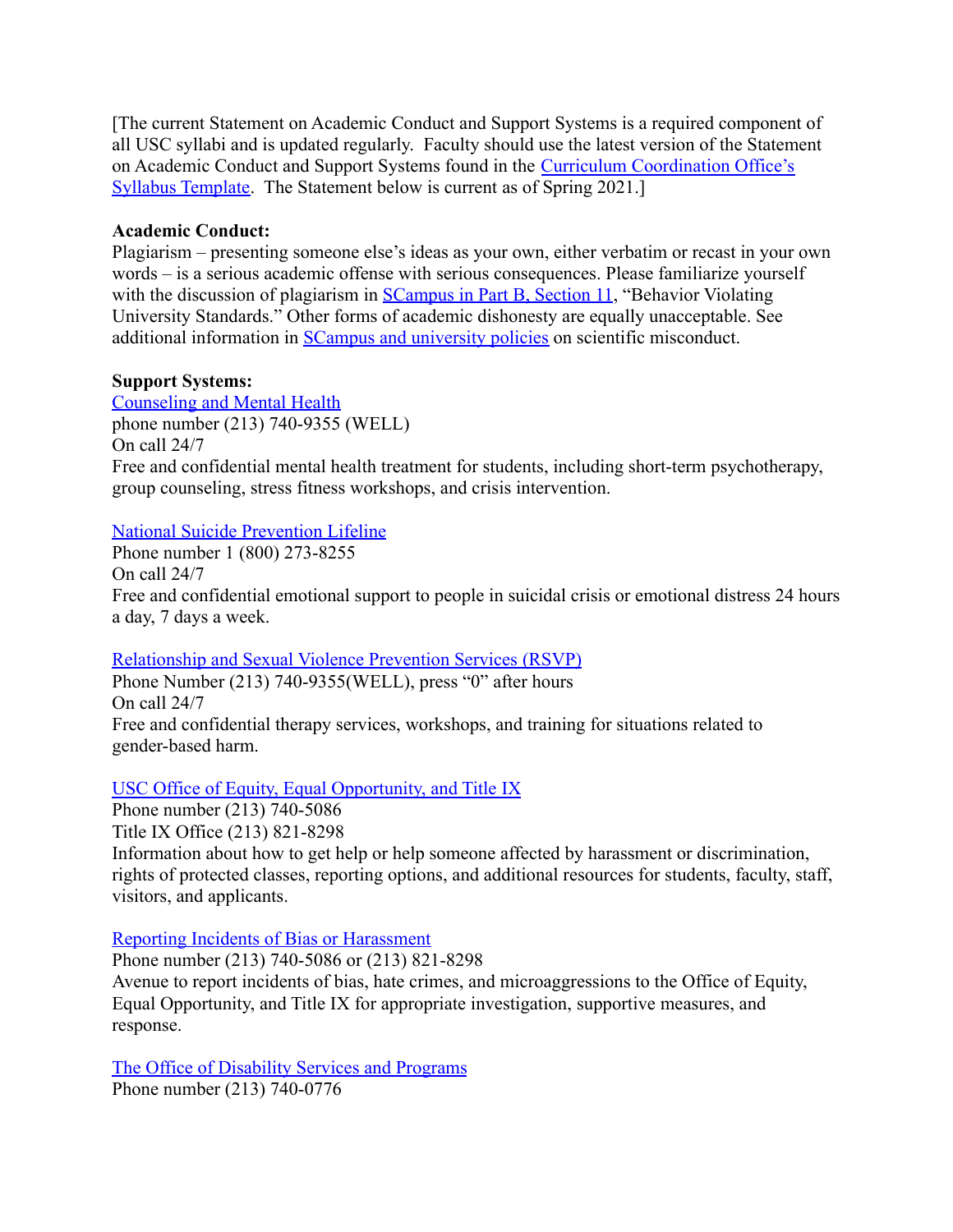[The current Statement on Academic Conduct and Support Systems is a required component of all USC syllabi and is updated regularly. Faculty should use the latest version of the Statement on Academic Conduct and Support Systems found in the Curriculum Coordination Office's Syllabus Template. The Statement below is current as of Spring 2021.]

**Academic Conduct:**
Plagiarism – presenting someone else's ideas as your own, either verbatim or recast in your own words – is a serious academic offense with serious consequences. Please familiarize yourself with the discussion of plagiarism in SCampus in Part B, Section 11, "Behavior Violating University Standards." Other forms of academic dishonesty are equally unacceptable. See additional information in SCampus and university policies on scientific misconduct.

**Support Systems:**
Counseling and Mental Health
phone number (213) 740-9355 (WELL)
On call 24/7
Free and confidential mental health treatment for students, including short-term psychotherapy, group counseling, stress fitness workshops, and crisis intervention.

National Suicide Prevention Lifeline
Phone number 1 (800) 273-8255
On call 24/7
Free and confidential emotional support to people in suicidal crisis or emotional distress 24 hours a day, 7 days a week.

Relationship and Sexual Violence Prevention Services (RSVP)
Phone Number (213) 740-9355(WELL), press "0" after hours
On call 24/7
Free and confidential therapy services, workshops, and training for situations related to gender-based harm.

USC Office of Equity, Equal Opportunity, and Title IX
Phone number (213) 740-5086
Title IX Office (213) 821-8298
Information about how to get help or help someone affected by harassment or discrimination, rights of protected classes, reporting options, and additional resources for students, faculty, staff, visitors, and applicants.

Reporting Incidents of Bias or Harassment
Phone number (213) 740-5086 or (213) 821-8298
Avenue to report incidents of bias, hate crimes, and microaggressions to the Office of Equity, Equal Opportunity, and Title IX for appropriate investigation, supportive measures, and response.

The Office of Disability Services and Programs
Phone number (213) 740-0776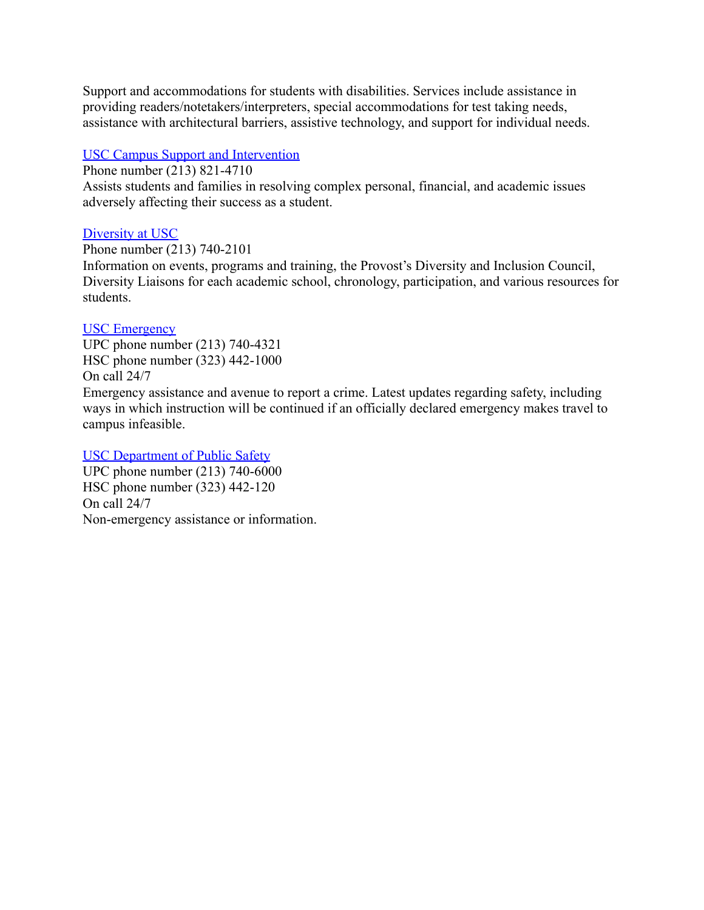Support and accommodations for students with disabilities. Services include assistance in providing readers/notetakers/interpreters, special accommodations for test taking needs, assistance with architectural barriers, assistive technology, and support for individual needs.

USC Campus Support and Intervention
Phone number (213) 821-4710
Assists students and families in resolving complex personal, financial, and academic issues adversely affecting their success as a student.

Diversity at USC
Phone number (213) 740-2101
Information on events, programs and training, the Provost's Diversity and Inclusion Council, Diversity Liaisons for each academic school, chronology, participation, and various resources for students.

USC Emergency
UPC phone number (213) 740-4321
HSC phone number (323) 442-1000
On call 24/7
Emergency assistance and avenue to report a crime. Latest updates regarding safety, including ways in which instruction will be continued if an officially declared emergency makes travel to campus infeasible.

USC Department of Public Safety
UPC phone number (213) 740-6000
HSC phone number (323) 442-120
On call 24/7
Non-emergency assistance or information.